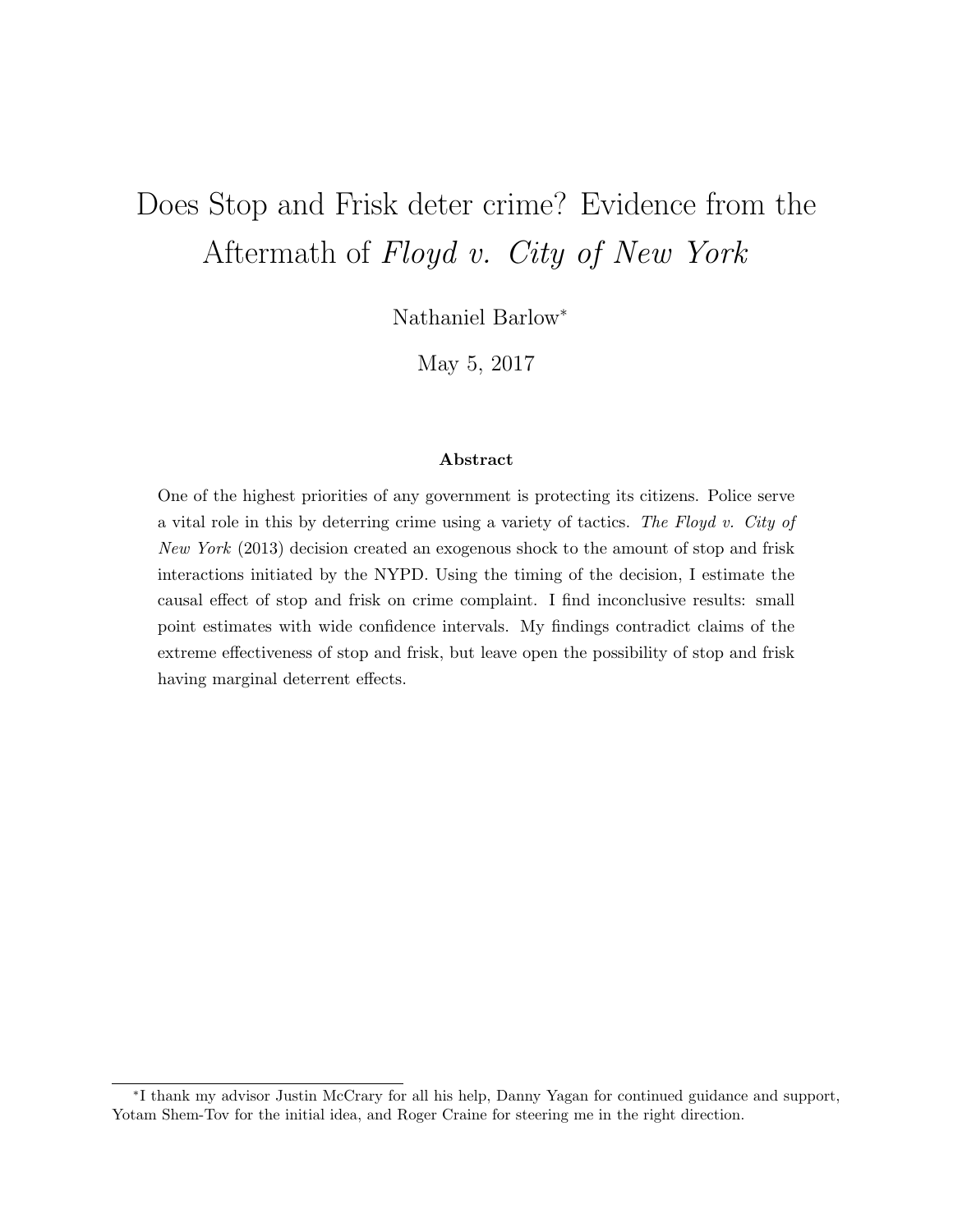# Does Stop and Frisk deter crime? Evidence from the Aftermath of *Floyd v. City of New York*

Nathaniel Barlow*

May 5, 2017

### Abstract

One of the highest priorities of any government is protecting its citizens. Police serve a vital role in this by deterring crime using a variety of tactics. *The Floyd v. City of New York* (2013) decision created an exogenous shock to the amount of stop and frisk interactions initiated by the NYPD. Using the timing of the decision, I estimate the causal effect of stop and frisk on crime complaint. I find inconclusive results: small point estimates with wide confidence intervals. My findings contradict claims of the extreme effectiveness of stop and frisk, but leave open the possibility of stop and frisk having marginal deterrent effects.

---

*I thank my advisor Justin McCrary for all his help, Danny Yagan for continued guidance and support, Yotam Shem-Tov for the initial idea, and Roger Craine for steering me in the right direction.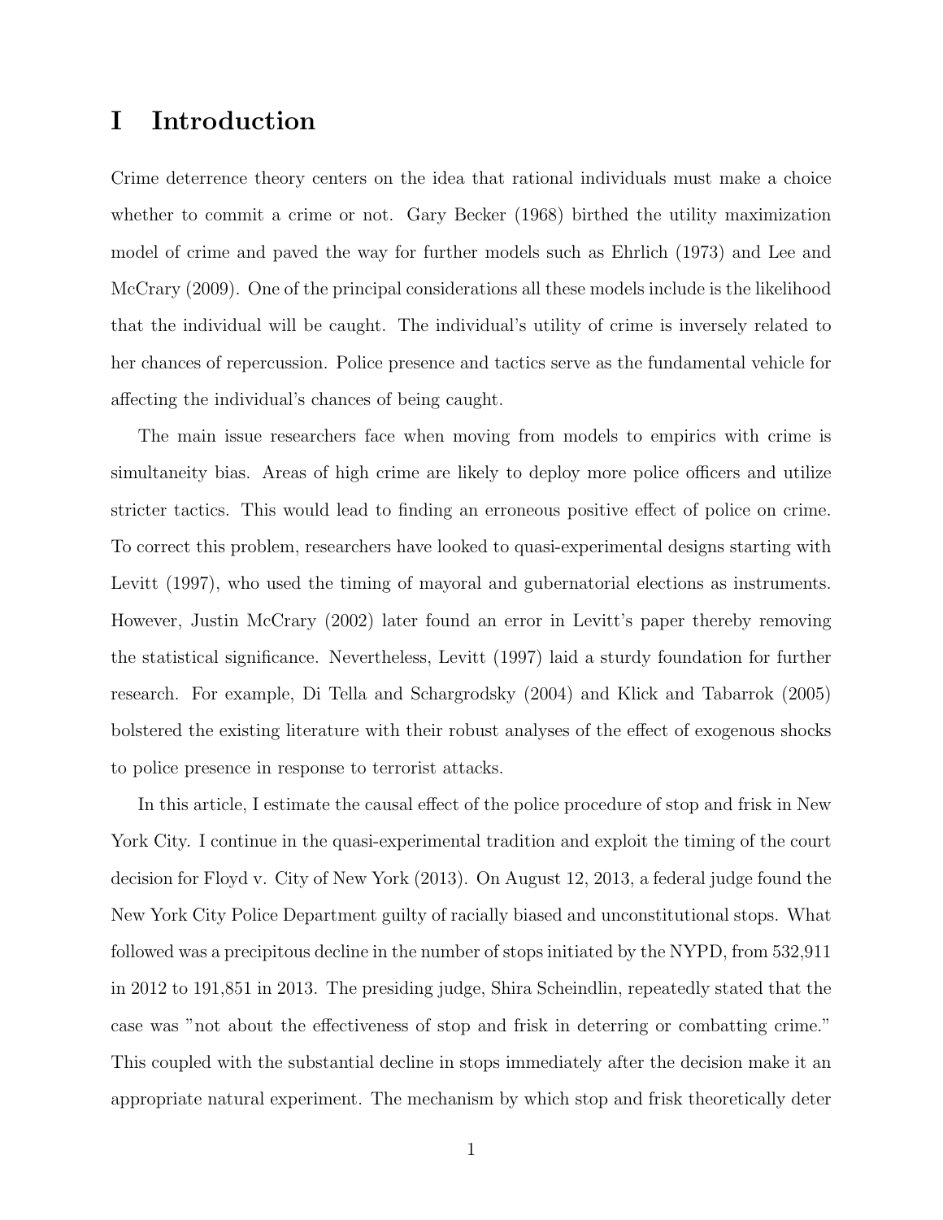# I Introduction

Crime deterrence theory centers on the idea that rational individuals must make a choice whether to commit a crime or not. Gary Becker (1968) birthed the utility maximization model of crime and paved the way for further models such as Ehrlich (1973) and Lee and McCrary (2009). One of the principal considerations all these models include is the likelihood that the individual will be caught. The individual's utility of crime is inversely related to her chances of repercussion. Police presence and tactics serve as the fundamental vehicle for affecting the individual's chances of being caught.

The main issue researchers face when moving from models to empirics with crime is simultaneity bias. Areas of high crime are likely to deploy more police officers and utilize stricter tactics. This would lead to finding an erroneous positive effect of police on crime. To correct this problem, researchers have looked to quasi-experimental designs starting with Levitt (1997), who used the timing of mayoral and gubernatorial elections as instruments. However, Justin McCrary (2002) later found an error in Levitt's paper thereby removing the statistical significance. Nevertheless, Levitt (1997) laid a sturdy foundation for further research. For example, Di Tella and Schargrodsky (2004) and Klick and Tabarrok (2005) bolstered the existing literature with their robust analyses of the effect of exogenous shocks to police presence in response to terrorist attacks.

In this article, I estimate the causal effect of the police procedure of stop and frisk in New York City. I continue in the quasi-experimental tradition and exploit the timing of the court decision for Floyd v. City of New York (2013). On August 12, 2013, a federal judge found the New York City Police Department guilty of racially biased and unconstitutional stops. What followed was a precipitous decline in the number of stops initiated by the NYPD, from 532,911 in 2012 to 191,851 in 2013. The presiding judge, Shira Scheindlin, repeatedly stated that the case was "not about the effectiveness of stop and frisk in deterring or combatting crime." This coupled with the substantial decline in stops immediately after the decision make it an appropriate natural experiment. The mechanism by which stop and frisk theoretically deter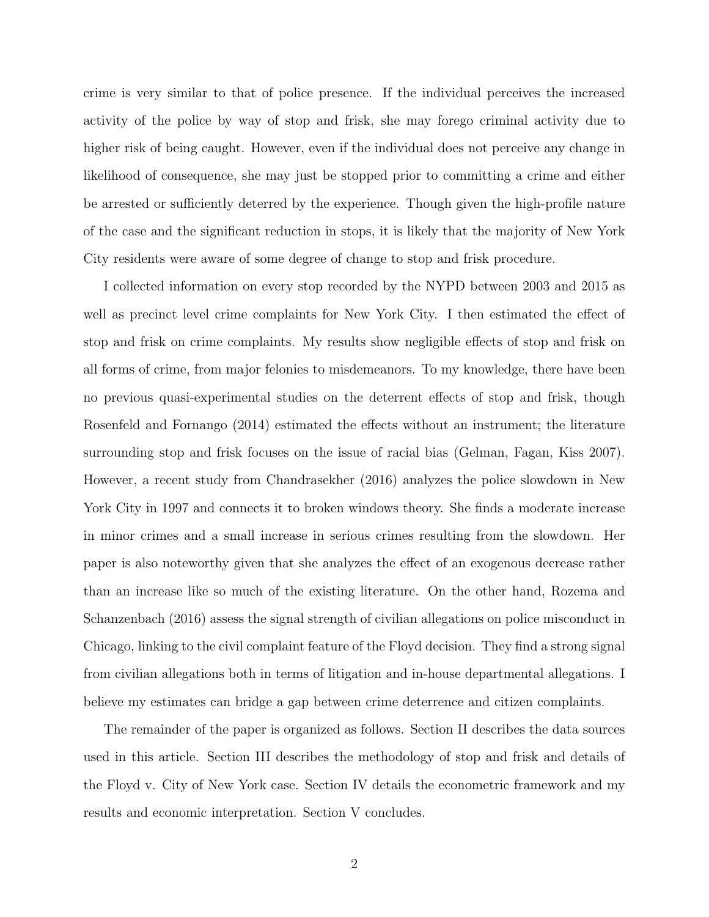crime is very similar to that of police presence. If the individual perceives the increased activity of the police by way of stop and frisk, she may forego criminal activity due to higher risk of being caught. However, even if the individual does not perceive any change in likelihood of consequence, she may just be stopped prior to committing a crime and either be arrested or sufficiently deterred by the experience. Though given the high-profile nature of the case and the significant reduction in stops, it is likely that the majority of New York City residents were aware of some degree of change to stop and frisk procedure.

I collected information on every stop recorded by the NYPD between 2003 and 2015 as well as precinct level crime complaints for New York City. I then estimated the effect of stop and frisk on crime complaints. My results show negligible effects of stop and frisk on all forms of crime, from major felonies to misdemeanors. To my knowledge, there have been no previous quasi-experimental studies on the deterrent effects of stop and frisk, though Rosenfeld and Fornango (2014) estimated the effects without an instrument; the literature surrounding stop and frisk focuses on the issue of racial bias (Gelman, Fagan, Kiss 2007). However, a recent study from Chandrasekher (2016) analyzes the police slowdown in New York City in 1997 and connects it to broken windows theory. She finds a moderate increase in minor crimes and a small increase in serious crimes resulting from the slowdown. Her paper is also noteworthy given that she analyzes the effect of an exogenous decrease rather than an increase like so much of the existing literature. On the other hand, Rozema and Schanzenbach (2016) assess the signal strength of civilian allegations on police misconduct in Chicago, linking to the civil complaint feature of the Floyd decision. They find a strong signal from civilian allegations both in terms of litigation and in-house departmental allegations. I believe my estimates can bridge a gap between crime deterrence and citizen complaints.

The remainder of the paper is organized as follows. Section II describes the data sources used in this article. Section III describes the methodology of stop and frisk and details of the Floyd v. City of New York case. Section IV details the econometric framework and my results and economic interpretation. Section V concludes.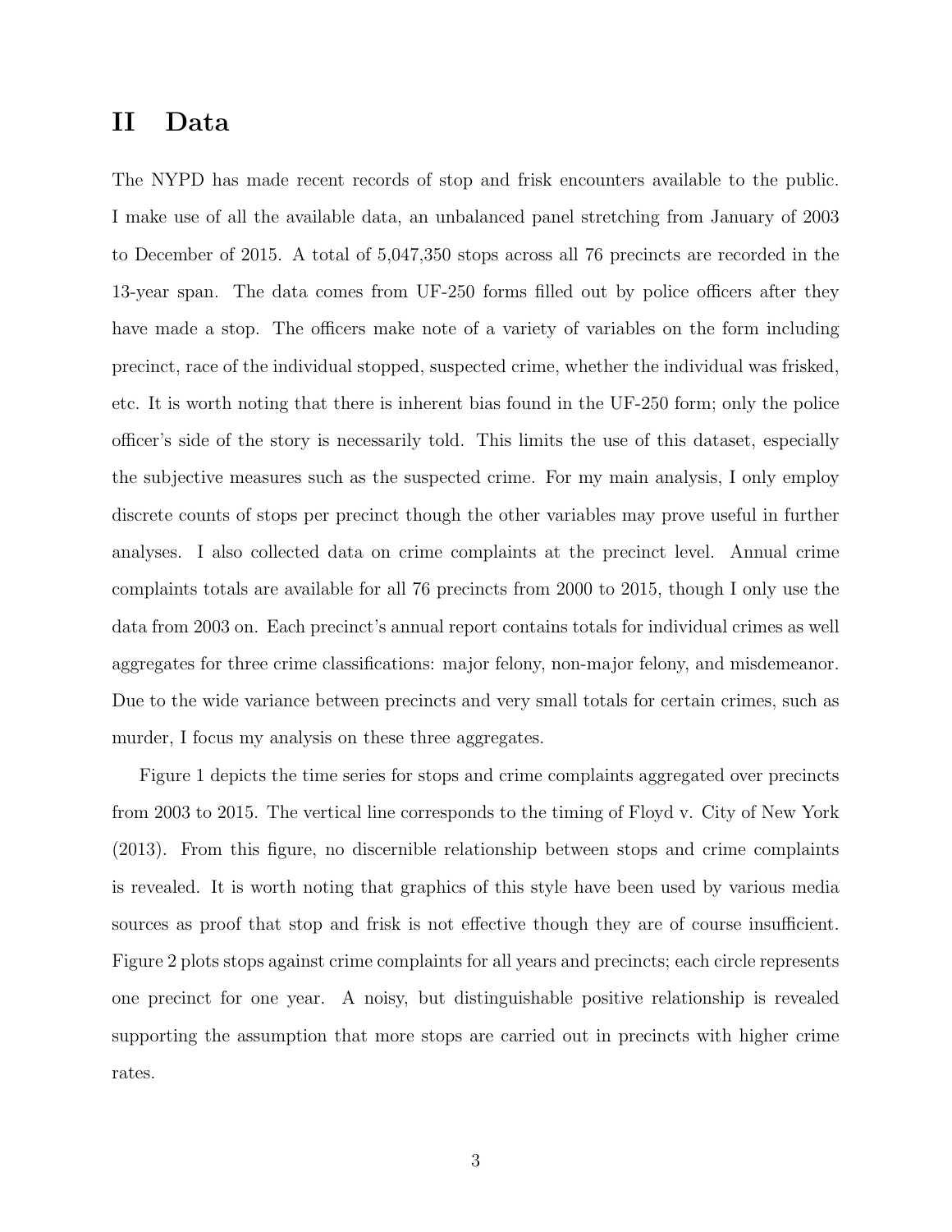# II Data

The NYPD has made recent records of stop and frisk encounters available to the public. I make use of all the available data, an unbalanced panel stretching from January of 2003 to December of 2015. A total of 5,047,350 stops across all 76 precincts are recorded in the 13-year span. The data comes from UF-250 forms filled out by police officers after they have made a stop. The officers make note of a variety of variables on the form including precinct, race of the individual stopped, suspected crime, whether the individual was frisked, etc. It is worth noting that there is inherent bias found in the UF-250 form; only the police officer's side of the story is necessarily told. This limits the use of this dataset, especially the subjective measures such as the suspected crime. For my main analysis, I only employ discrete counts of stops per precinct though the other variables may prove useful in further analyses. I also collected data on crime complaints at the precinct level. Annual crime complaints totals are available for all 76 precincts from 2000 to 2015, though I only use the data from 2003 on. Each precinct's annual report contains totals for individual crimes as well aggregates for three crime classifications: major felony, non-major felony, and misdemeanor. Due to the wide variance between precincts and very small totals for certain crimes, such as murder, I focus my analysis on these three aggregates.

Figure 1 depicts the time series for stops and crime complaints aggregated over precincts from 2003 to 2015. The vertical line corresponds to the timing of Floyd v. City of New York (2013). From this figure, no discernible relationship between stops and crime complaints is revealed. It is worth noting that graphics of this style have been used by various media sources as proof that stop and frisk is not effective though they are of course insufficient. Figure 2 plots stops against crime complaints for all years and precincts; each circle represents one precinct for one year. A noisy, but distinguishable positive relationship is revealed supporting the assumption that more stops are carried out in precincts with higher crime rates.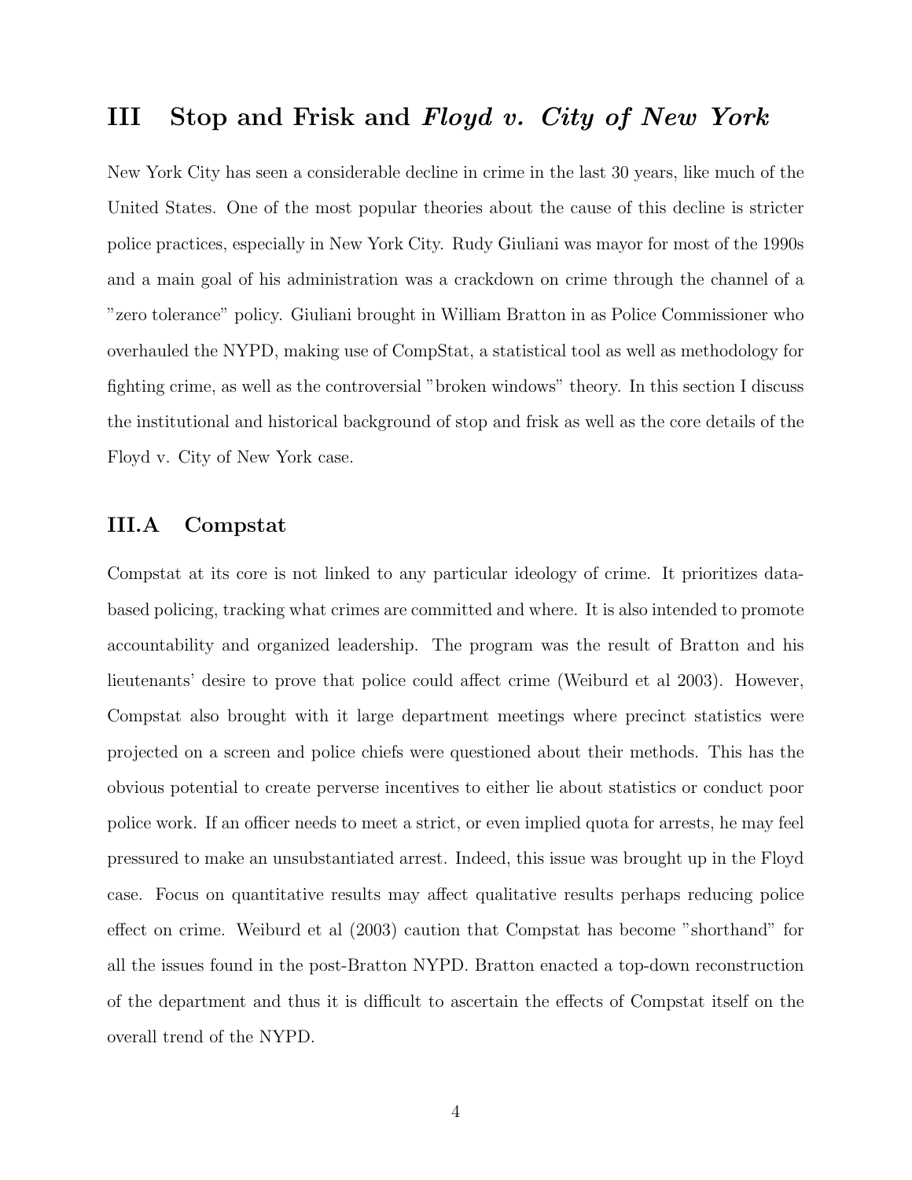## III Stop and Frisk and *Floyd v. City of New York*

New York City has seen a considerable decline in crime in the last 30 years, like much of the United States. One of the most popular theories about the cause of this decline is stricter police practices, especially in New York City. Rudy Giuliani was mayor for most of the 1990s and a main goal of his administration was a crackdown on crime through the channel of a "zero tolerance" policy. Giuliani brought in William Bratton in as Police Commissioner who overhauled the NYPD, making use of CompStat, a statistical tool as well as methodology for fighting crime, as well as the controversial "broken windows" theory. In this section I discuss the institutional and historical background of stop and frisk as well as the core details of the Floyd v. City of New York case.

### III.A Compstat

Compstat at its core is not linked to any particular ideology of crime. It prioritizes data-based policing, tracking what crimes are committed and where. It is also intended to promote accountability and organized leadership. The program was the result of Bratton and his lieutenants' desire to prove that police could affect crime (Weiburd et al 2003). However, Compstat also brought with it large department meetings where precinct statistics were projected on a screen and police chiefs were questioned about their methods. This has the obvious potential to create perverse incentives to either lie about statistics or conduct poor police work. If an officer needs to meet a strict, or even implied quota for arrests, he may feel pressured to make an unsubstantiated arrest. Indeed, this issue was brought up in the Floyd case. Focus on quantitative results may affect qualitative results perhaps reducing police effect on crime. Weiburd et al (2003) caution that Compstat has become "shorthand" for all the issues found in the post-Bratton NYPD. Bratton enacted a top-down reconstruction of the department and thus it is difficult to ascertain the effects of Compstat itself on the overall trend of the NYPD.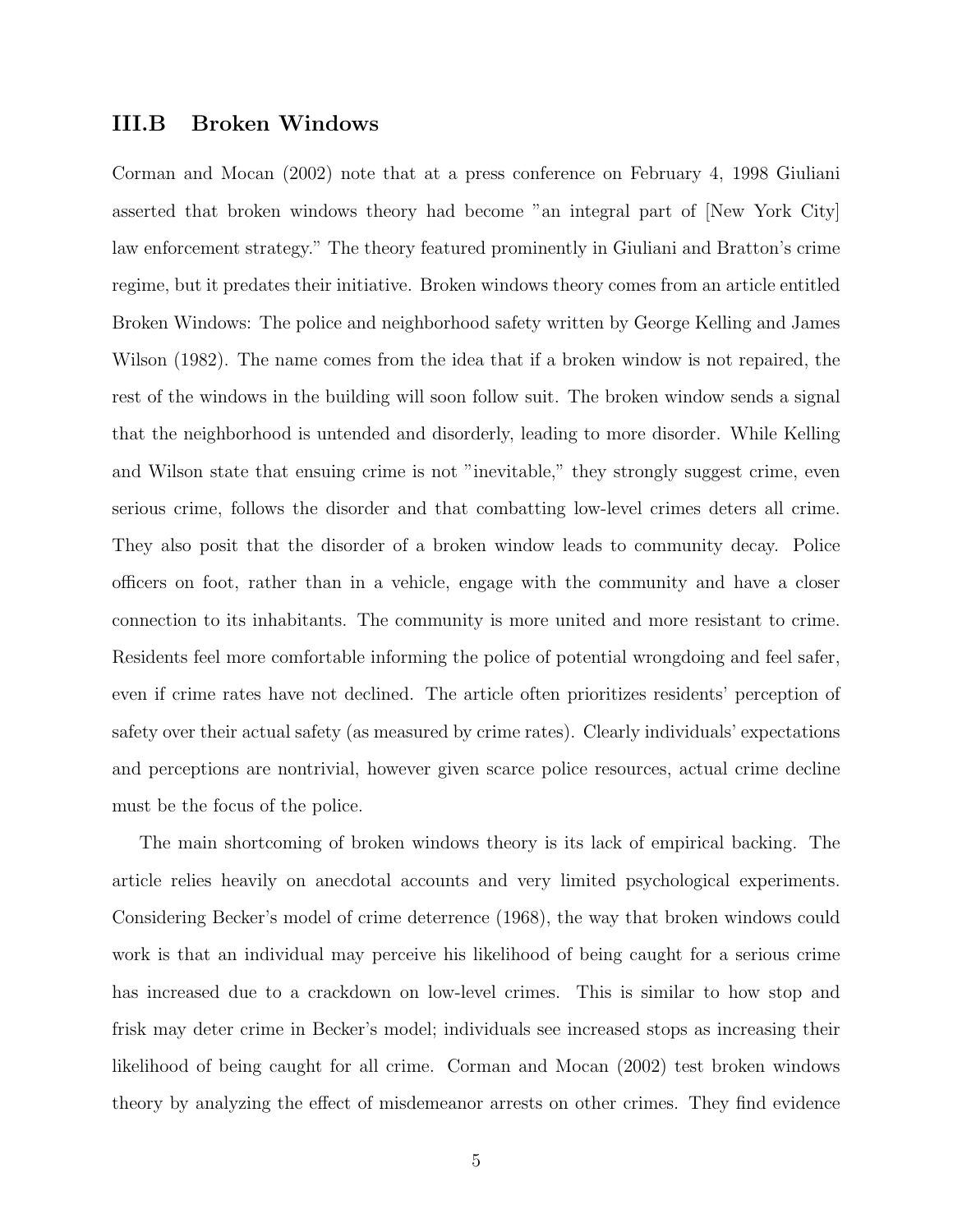## III.B Broken Windows

Corman and Mocan (2002) note that at a press conference on February 4, 1998 Giuliani asserted that broken windows theory had become "an integral part of [New York City] law enforcement strategy." The theory featured prominently in Giuliani and Bratton's crime regime, but it predates their initiative. Broken windows theory comes from an article entitled Broken Windows: The police and neighborhood safety written by George Kelling and James Wilson (1982). The name comes from the idea that if a broken window is not repaired, the rest of the windows in the building will soon follow suit. The broken window sends a signal that the neighborhood is untended and disorderly, leading to more disorder. While Kelling and Wilson state that ensuing crime is not "inevitable," they strongly suggest crime, even serious crime, follows the disorder and that combatting low-level crimes deters all crime. They also posit that the disorder of a broken window leads to community decay. Police officers on foot, rather than in a vehicle, engage with the community and have a closer connection to its inhabitants. The community is more united and more resistant to crime. Residents feel more comfortable informing the police of potential wrongdoing and feel safer, even if crime rates have not declined. The article often prioritizes residents' perception of safety over their actual safety (as measured by crime rates). Clearly individuals' expectations and perceptions are nontrivial, however given scarce police resources, actual crime decline must be the focus of the police.

The main shortcoming of broken windows theory is its lack of empirical backing. The article relies heavily on anecdotal accounts and very limited psychological experiments. Considering Becker's model of crime deterrence (1968), the way that broken windows could work is that an individual may perceive his likelihood of being caught for a serious crime has increased due to a crackdown on low-level crimes. This is similar to how stop and frisk may deter crime in Becker's model; individuals see increased stops as increasing their likelihood of being caught for all crime. Corman and Mocan (2002) test broken windows theory by analyzing the effect of misdemeanor arrests on other crimes. They find evidence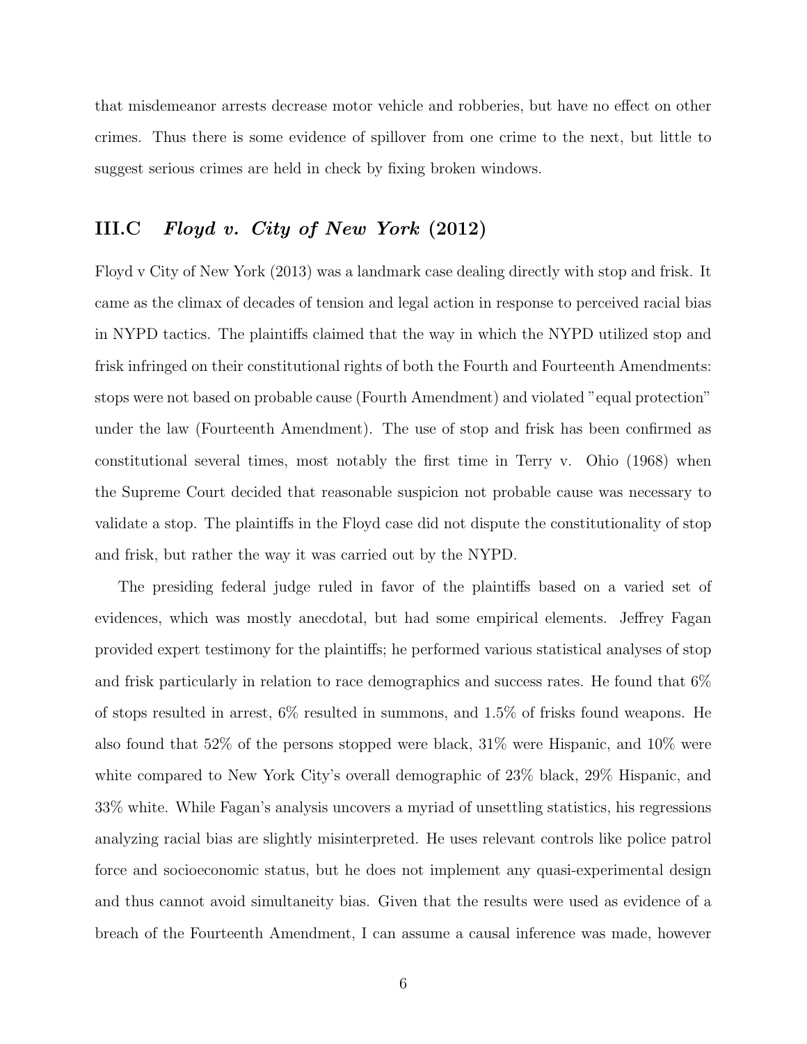that misdemeanor arrests decrease motor vehicle and robberies, but have no effect on other crimes. Thus there is some evidence of spillover from one crime to the next, but little to suggest serious crimes are held in check by fixing broken windows.

### III.C *Floyd v. City of New York* (2012)

Floyd v City of New York (2013) was a landmark case dealing directly with stop and frisk. It came as the climax of decades of tension and legal action in response to perceived racial bias in NYPD tactics. The plaintiffs claimed that the way in which the NYPD utilized stop and frisk infringed on their constitutional rights of both the Fourth and Fourteenth Amendments: stops were not based on probable cause (Fourth Amendment) and violated "equal protection" under the law (Fourteenth Amendment). The use of stop and frisk has been confirmed as constitutional several times, most notably the first time in Terry v. Ohio (1968) when the Supreme Court decided that reasonable suspicion not probable cause was necessary to validate a stop. The plaintiffs in the Floyd case did not dispute the constitutionality of stop and frisk, but rather the way it was carried out by the NYPD.

The presiding federal judge ruled in favor of the plaintiffs based on a varied set of evidences, which was mostly anecdotal, but had some empirical elements. Jeffrey Fagan provided expert testimony for the plaintiffs; he performed various statistical analyses of stop and frisk particularly in relation to race demographics and success rates. He found that 6% of stops resulted in arrest, 6% resulted in summons, and 1.5% of frisks found weapons. He also found that 52% of the persons stopped were black, 31% were Hispanic, and 10% were white compared to New York City's overall demographic of 23% black, 29% Hispanic, and 33% white. While Fagan's analysis uncovers a myriad of unsettling statistics, his regressions analyzing racial bias are slightly misinterpreted. He uses relevant controls like police patrol force and socioeconomic status, but he does not implement any quasi-experimental design and thus cannot avoid simultaneity bias. Given that the results were used as evidence of a breach of the Fourteenth Amendment, I can assume a causal inference was made, however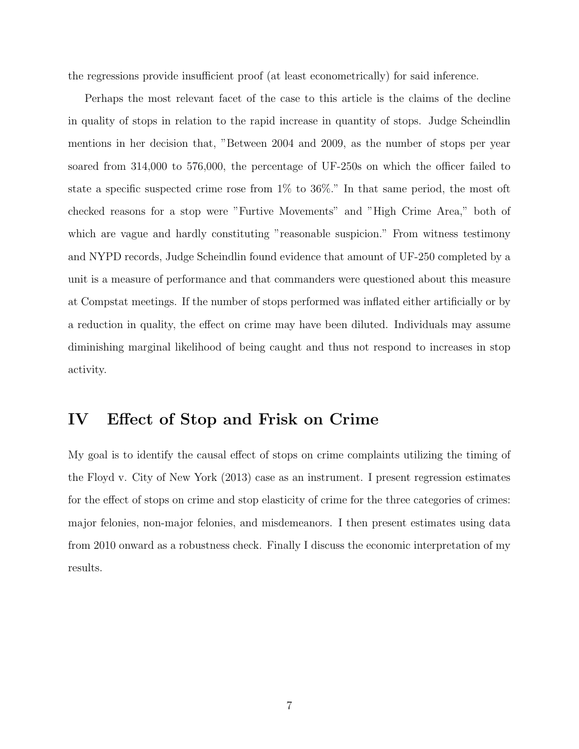the regressions provide insufficient proof (at least econometrically) for said inference.

Perhaps the most relevant facet of the case to this article is the claims of the decline in quality of stops in relation to the rapid increase in quantity of stops. Judge Scheindlin mentions in her decision that, "Between 2004 and 2009, as the number of stops per year soared from 314,000 to 576,000, the percentage of UF-250s on which the officer failed to state a specific suspected crime rose from 1% to 36%." In that same period, the most oft checked reasons for a stop were "Furtive Movements" and "High Crime Area," both of which are vague and hardly constituting "reasonable suspicion." From witness testimony and NYPD records, Judge Scheindlin found evidence that amount of UF-250 completed by a unit is a measure of performance and that commanders were questioned about this measure at Compstat meetings. If the number of stops performed was inflated either artificially or by a reduction in quality, the effect on crime may have been diluted. Individuals may assume diminishing marginal likelihood of being caught and thus not respond to increases in stop activity.

## IV Effect of Stop and Frisk on Crime

My goal is to identify the causal effect of stops on crime complaints utilizing the timing of the Floyd v. City of New York (2013) case as an instrument. I present regression estimates for the effect of stops on crime and stop elasticity of crime for the three categories of crimes: major felonies, non-major felonies, and misdemeanors. I then present estimates using data from 2010 onward as a robustness check. Finally I discuss the economic interpretation of my results.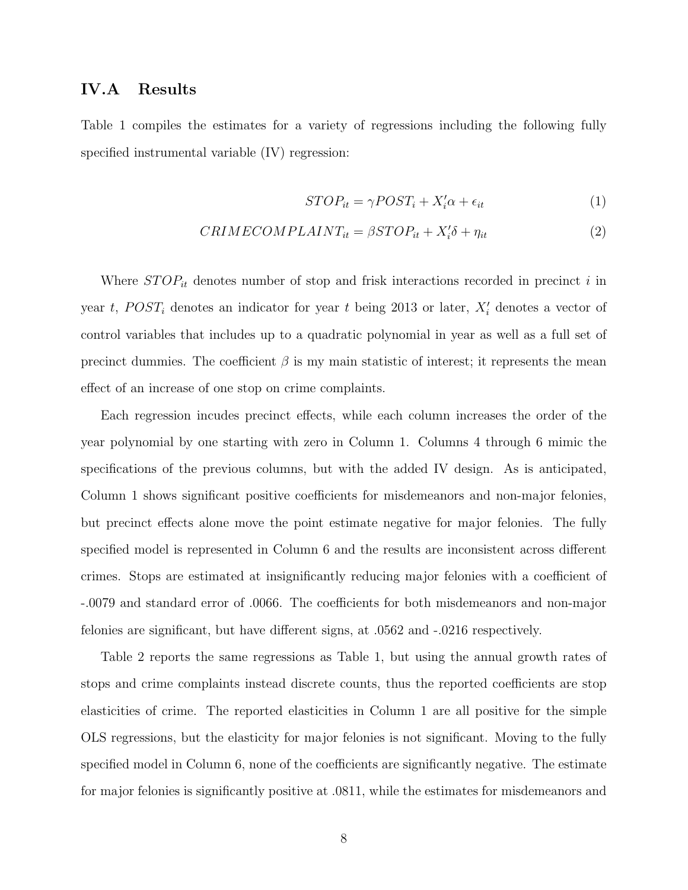## IV.A Results

Table 1 compiles the estimates for a variety of regressions including the following fully specified instrumental variable (IV) regression:

$$STOP_{it} = \gamma POST_i + X_i'\alpha + \epsilon_{it} \tag{1}$$

$$CRIMECOMPLAINT_{it} = \beta STOP_{it} + X_i'\delta + \eta_{it} \tag{2}$$

Where $STOP_{it}$ denotes number of stop and frisk interactions recorded in precinct $i$ in year $t$, $POST_i$ denotes an indicator for year $t$ being 2013 or later, $X_i'$ denotes a vector of control variables that includes up to a quadratic polynomial in year as well as a full set of precinct dummies. The coefficient $\beta$ is my main statistic of interest; it represents the mean effect of an increase of one stop on crime complaints.

Each regression incudes precinct effects, while each column increases the order of the year polynomial by one starting with zero in Column 1. Columns 4 through 6 mimic the specifications of the previous columns, but with the added IV design. As is anticipated, Column 1 shows significant positive coefficients for misdemeanors and non-major felonies, but precinct effects alone move the point estimate negative for major felonies. The fully specified model is represented in Column 6 and the results are inconsistent across different crimes. Stops are estimated at insignificantly reducing major felonies with a coefficient of -.0079 and standard error of .0066. The coefficients for both misdemeanors and non-major felonies are significant, but have different signs, at .0562 and -.0216 respectively.

Table 2 reports the same regressions as Table 1, but using the annual growth rates of stops and crime complaints instead discrete counts, thus the reported coefficients are stop elasticities of crime. The reported elasticities in Column 1 are all positive for the simple OLS regressions, but the elasticity for major felonies is not significant. Moving to the fully specified model in Column 6, none of the coefficients are significantly negative. The estimate for major felonies is significantly positive at .0811, while the estimates for misdemeanors and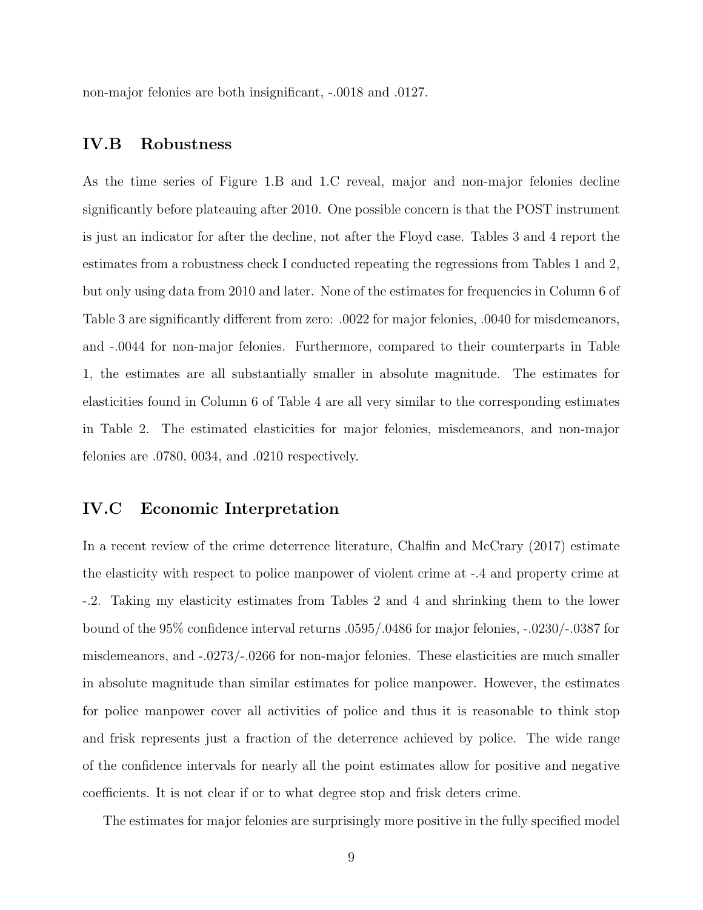non-major felonies are both insignificant, -.0018 and .0127.

## IV.B Robustness

As the time series of Figure 1.B and 1.C reveal, major and non-major felonies decline significantly before plateauing after 2010. One possible concern is that the POST instrument is just an indicator for after the decline, not after the Floyd case. Tables 3 and 4 report the estimates from a robustness check I conducted repeating the regressions from Tables 1 and 2, but only using data from 2010 and later. None of the estimates for frequencies in Column 6 of Table 3 are significantly different from zero: .0022 for major felonies, .0040 for misdemeanors, and -.0044 for non-major felonies. Furthermore, compared to their counterparts in Table 1, the estimates are all substantially smaller in absolute magnitude. The estimates for elasticities found in Column 6 of Table 4 are all very similar to the corresponding estimates in Table 2. The estimated elasticities for major felonies, misdemeanors, and non-major felonies are .0780, 0034, and .0210 respectively.

## IV.C Economic Interpretation

In a recent review of the crime deterrence literature, Chalfin and McCrary (2017) estimate the elasticity with respect to police manpower of violent crime at -.4 and property crime at -.2. Taking my elasticity estimates from Tables 2 and 4 and shrinking them to the lower bound of the 95% confidence interval returns .0595/.0486 for major felonies, -.0230/-.0387 for misdemeanors, and -.0273/-.0266 for non-major felonies. These elasticities are much smaller in absolute magnitude than similar estimates for police manpower. However, the estimates for police manpower cover all activities of police and thus it is reasonable to think stop and frisk represents just a fraction of the deterrence achieved by police. The wide range of the confidence intervals for nearly all the point estimates allow for positive and negative coefficients. It is not clear if or to what degree stop and frisk deters crime.

The estimates for major felonies are surprisingly more positive in the fully specified model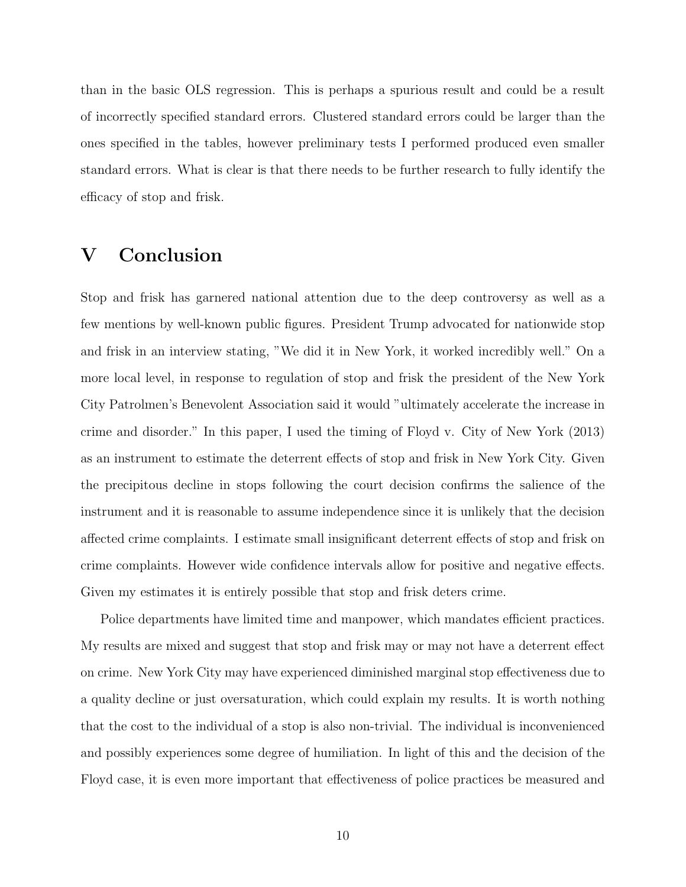than in the basic OLS regression. This is perhaps a spurious result and could be a result of incorrectly specified standard errors. Clustered standard errors could be larger than the ones specified in the tables, however preliminary tests I performed produced even smaller standard errors. What is clear is that there needs to be further research to fully identify the efficacy of stop and frisk.

# V Conclusion

Stop and frisk has garnered national attention due to the deep controversy as well as a few mentions by well-known public figures. President Trump advocated for nationwide stop and frisk in an interview stating, "We did it in New York, it worked incredibly well." On a more local level, in response to regulation of stop and frisk the president of the New York City Patrolmen's Benevolent Association said it would "ultimately accelerate the increase in crime and disorder." In this paper, I used the timing of Floyd v. City of New York (2013) as an instrument to estimate the deterrent effects of stop and frisk in New York City. Given the precipitous decline in stops following the court decision confirms the salience of the instrument and it is reasonable to assume independence since it is unlikely that the decision affected crime complaints. I estimate small insignificant deterrent effects of stop and frisk on crime complaints. However wide confidence intervals allow for positive and negative effects. Given my estimates it is entirely possible that stop and frisk deters crime.

Police departments have limited time and manpower, which mandates efficient practices. My results are mixed and suggest that stop and frisk may or may not have a deterrent effect on crime. New York City may have experienced diminished marginal stop effectiveness due to a quality decline or just oversaturation, which could explain my results. It is worth nothing that the cost to the individual of a stop is also non-trivial. The individual is inconvenienced and possibly experiences some degree of humiliation. In light of this and the decision of the Floyd case, it is even more important that effectiveness of police practices be measured and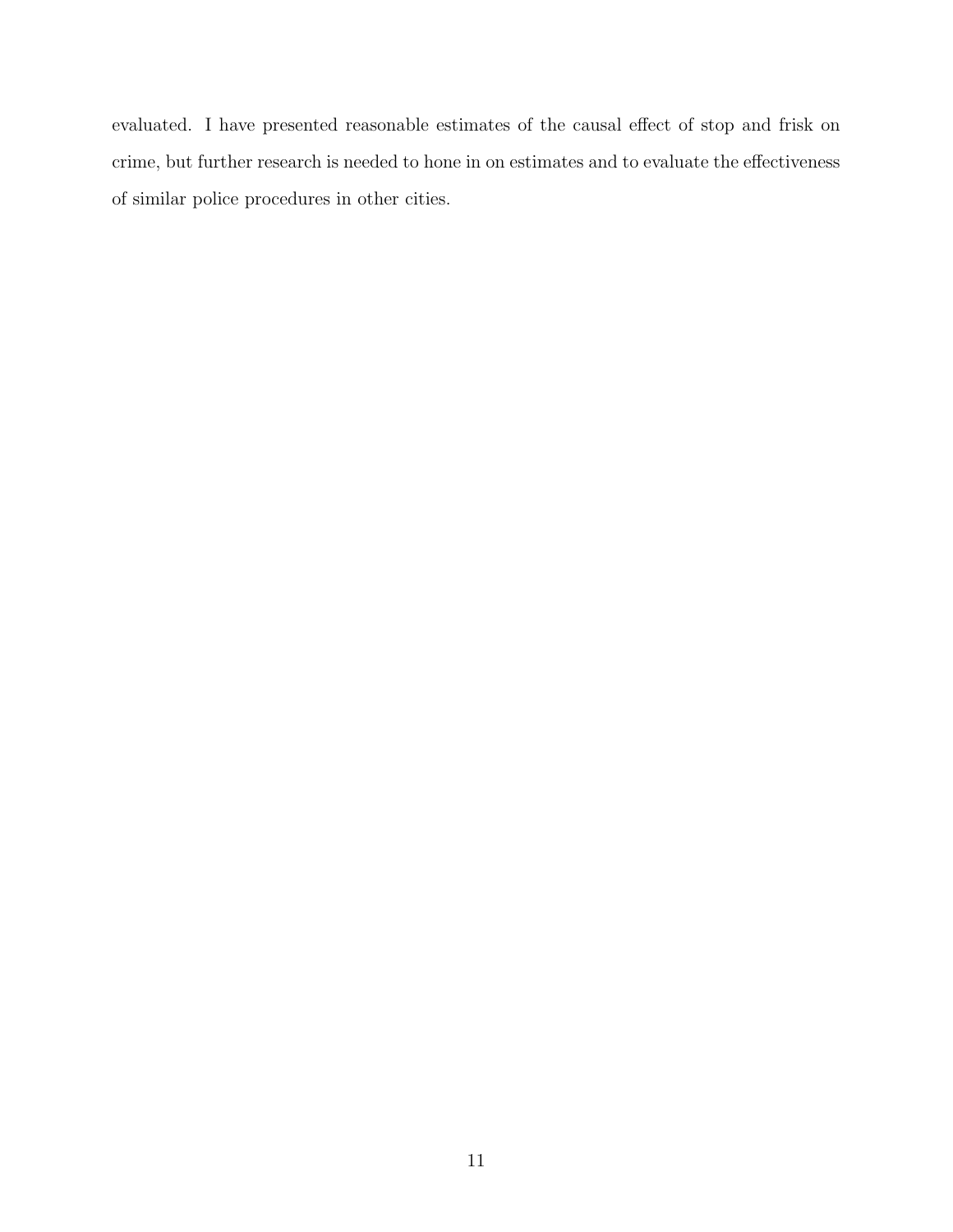evaluated. I have presented reasonable estimates of the causal effect of stop and frisk on crime, but further research is needed to hone in on estimates and to evaluate the effectiveness of similar police procedures in other cities.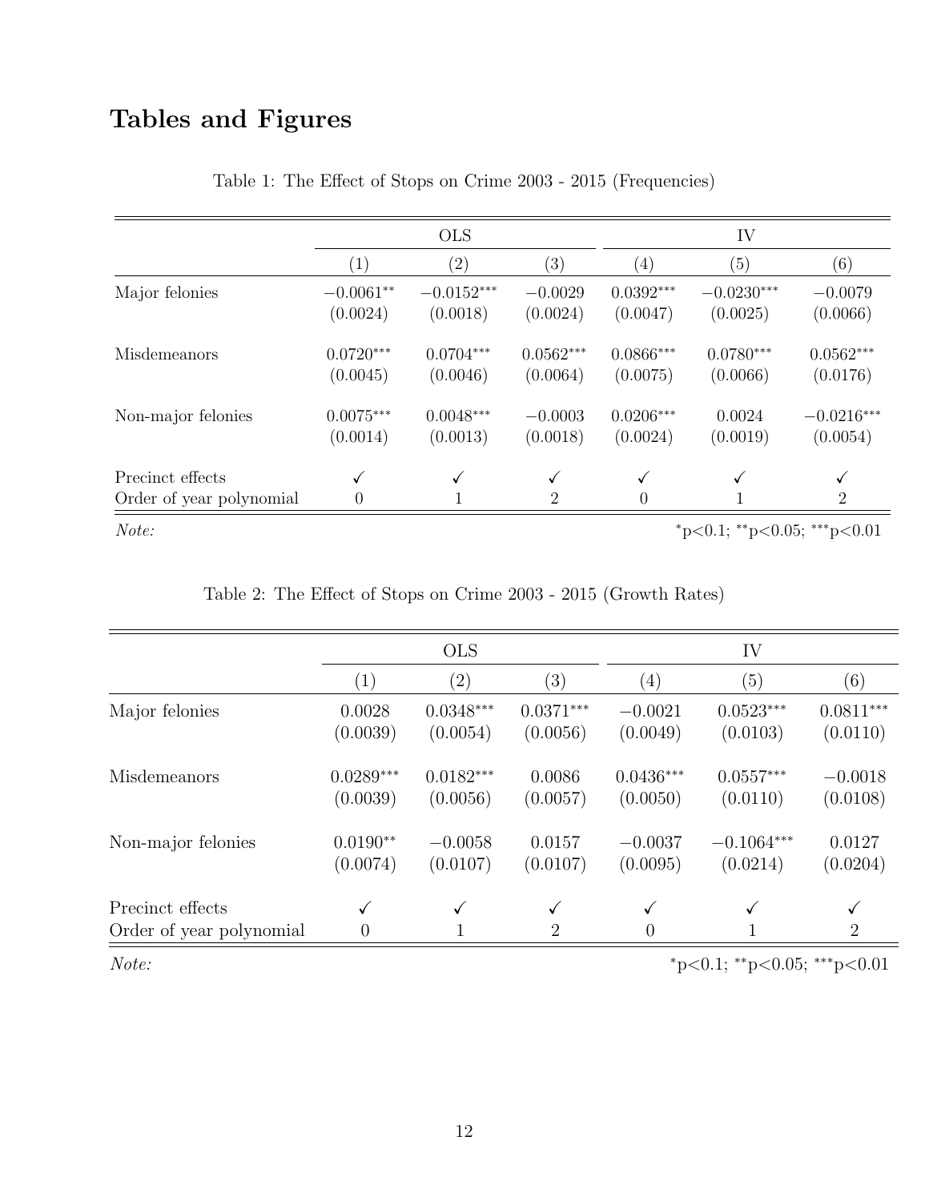# Tables and Figures

Table 1: The Effect of Stops on Crime 2003 - 2015 (Frequencies)

| | OLS | | | IV | | |
|---|---|---|---|---|---|---|
| | (1) | (2) | (3) | (4) | (5) | (6) |
| Major felonies | $-0.0061^{**}$ | $-0.0152^{***}$ | $-0.0029$ | $0.0392^{***}$ | $-0.0230^{***}$ | $-0.0079$ |
| | (0.0024) | (0.0018) | (0.0024) | (0.0047) | (0.0025) | (0.0066) |
| Misdemeanors | $0.0720^{***}$ | $0.0704^{***}$ | $0.0562^{***}$ | $0.0866^{***}$ | $0.0780^{***}$ | $0.0562^{***}$ |
| | (0.0045) | (0.0046) | (0.0064) | (0.0075) | (0.0066) | (0.0176) |
| Non-major felonies | $0.0075^{***}$ | $0.0048^{***}$ | $-0.0003$ | $0.0206^{***}$ | $0.0024$ | $-0.0216^{***}$ |
| | (0.0014) | (0.0013) | (0.0018) | (0.0024) | (0.0019) | (0.0054) |
| Precinct effects | ✓ | ✓ | ✓ | ✓ | ✓ | ✓ |
| Order of year polynomial | 0 | 1 | 2 | 0 | 1 | 2 |

*Note:* $^{*}$p<0.1; $^{**}$p<0.05; $^{***}$p<0.01

Table 2: The Effect of Stops on Crime 2003 - 2015 (Growth Rates)

| | OLS | | | IV | | |
|---|---|---|---|---|---|---|
| | (1) | (2) | (3) | (4) | (5) | (6) |
| Major felonies | $0.0028$ | $0.0348^{***}$ | $0.0371^{***}$ | $-0.0021$ | $0.0523^{***}$ | $0.0811^{***}$ |
| | (0.0039) | (0.0054) | (0.0056) | (0.0049) | (0.0103) | (0.0110) |
| Misdemeanors | $0.0289^{***}$ | $0.0182^{***}$ | $0.0086$ | $0.0436^{***}$ | $0.0557^{***}$ | $-0.0018$ |
| | (0.0039) | (0.0056) | (0.0057) | (0.0050) | (0.0110) | (0.0108) |
| Non-major felonies | $0.0190^{**}$ | $-0.0058$ | $0.0157$ | $-0.0037$ | $-0.1064^{***}$ | $0.0127$ |
| | (0.0074) | (0.0107) | (0.0107) | (0.0095) | (0.0214) | (0.0204) |
| Precinct effects | ✓ | ✓ | ✓ | ✓ | ✓ | ✓ |
| Order of year polynomial | 0 | 1 | 2 | 0 | 1 | 2 |

*Note:* $^{*}$p<0.1; $^{**}$p<0.05; $^{***}$p<0.01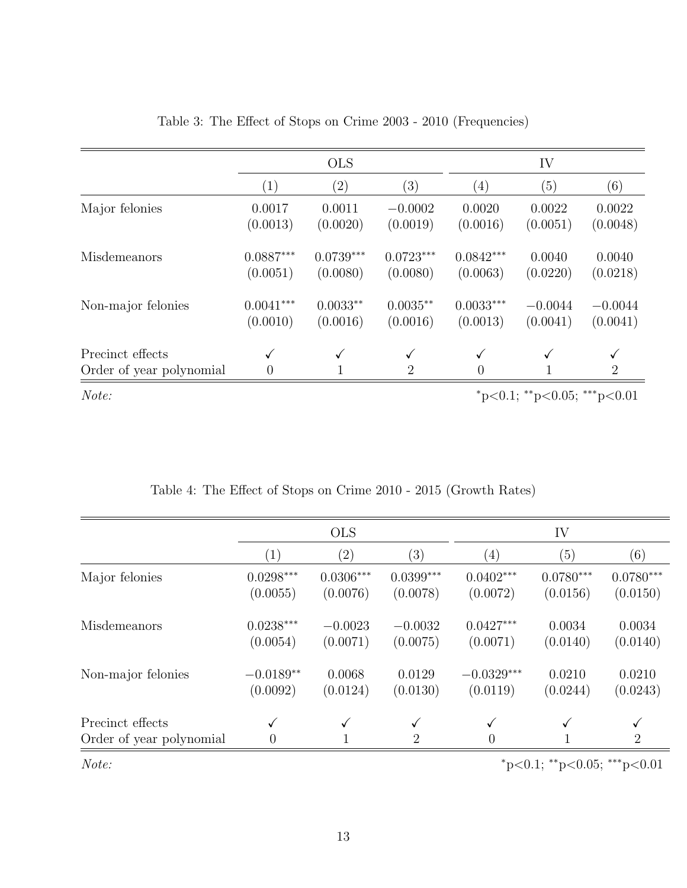Table 3: The Effect of Stops on Crime 2003 - 2010 (Frequencies)

| | OLS | | | IV | | |
|---|---|---|---|---|---|---|
| | (1) | (2) | (3) | (4) | (5) | (6) |
| Major felonies | 0.0017 | 0.0011 | $-0.0002$ | 0.0020 | 0.0022 | 0.0022 |
| | (0.0013) | (0.0020) | (0.0019) | (0.0016) | (0.0051) | (0.0048) |
| Misdemeanors | $0.0887^{***}$ | $0.0739^{***}$ | $0.0723^{***}$ | $0.0842^{***}$ | 0.0040 | 0.0040 |
| | (0.0051) | (0.0080) | (0.0080) | (0.0063) | (0.0220) | (0.0218) |
| Non-major felonies | $0.0041^{***}$ | $0.0033^{**}$ | $0.0035^{**}$ | $0.0033^{***}$ | $-0.0044$ | $-0.0044$ |
| | (0.0010) | (0.0016) | (0.0016) | (0.0013) | (0.0041) | (0.0041) |
| Precinct effects | ✓ | ✓ | ✓ | ✓ | ✓ | ✓ |
| Order of year polynomial | 0 | 1 | 2 | 0 | 1 | 2 |

*Note:* $^{*}$p<0.1; $^{**}$p<0.05; $^{***}$p<0.01

Table 4: The Effect of Stops on Crime 2010 - 2015 (Growth Rates)

| | OLS | | | IV | | |
|---|---|---|---|---|---|---|
| | (1) | (2) | (3) | (4) | (5) | (6) |
| Major felonies | $0.0298^{***}$ | $0.0306^{***}$ | $0.0399^{***}$ | $0.0402^{***}$ | $0.0780^{***}$ | $0.0780^{***}$ |
| | (0.0055) | (0.0076) | (0.0078) | (0.0072) | (0.0156) | (0.0150) |
| Misdemeanors | $0.0238^{***}$ | $-0.0023$ | $-0.0032$ | $0.0427^{***}$ | 0.0034 | 0.0034 |
| | (0.0054) | (0.0071) | (0.0075) | (0.0071) | (0.0140) | (0.0140) |
| Non-major felonies | $-0.0189^{**}$ | 0.0068 | 0.0129 | $-0.0329^{***}$ | 0.0210 | 0.0210 |
| | (0.0092) | (0.0124) | (0.0130) | (0.0119) | (0.0244) | (0.0243) |
| Precinct effects | ✓ | ✓ | ✓ | ✓ | ✓ | ✓ |
| Order of year polynomial | 0 | 1 | 2 | 0 | 1 | 2 |

*Note:* $^{*}$p<0.1; $^{**}$p<0.05; $^{***}$p<0.01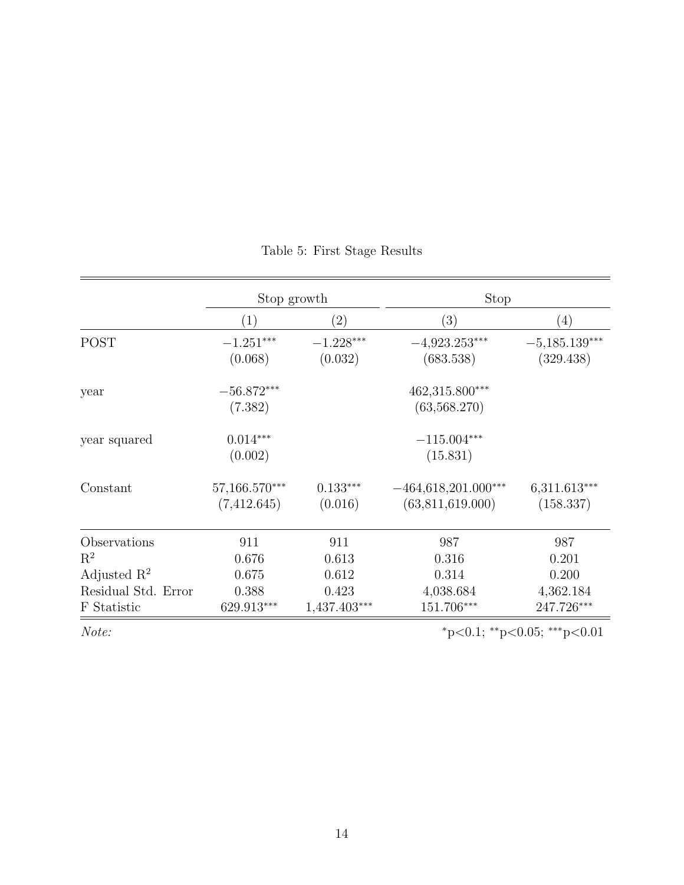Table 5: First Stage Results

| | Stop growth | | Stop | |
|---|---|---|---|---|
| | (1) | (2) | (3) | (4) |
| POST | $-1.251^{***}$ | $-1.228^{***}$ | $-4{,}923.253^{***}$ | $-5{,}185.139^{***}$ |
| | (0.068) | (0.032) | (683.538) | (329.438) |
| year | $-56.872^{***}$ | | $462{,}315.800^{***}$ | |
| | (7.382) | | (63,568.270) | |
| year squared | $0.014^{***}$ | | $-115.004^{***}$ | |
| | (0.002) | | (15.831) | |
| Constant | $57{,}166.570^{***}$ | $0.133^{***}$ | $-464{,}618{,}201.000^{***}$ | $6{,}311.613^{***}$ |
| | (7,412.645) | (0.016) | (63,811,619.000) | (158.337) |
| Observations | 911 | 911 | 987 | 987 |
| $R^2$ | 0.676 | 0.613 | 0.316 | 0.201 |
| Adjusted $R^2$ | 0.675 | 0.612 | 0.314 | 0.200 |
| Residual Std. Error | 0.388 | 0.423 | 4,038.684 | 4,362.184 |
| F Statistic | $629.913^{***}$ | $1{,}437.403^{***}$ | $151.706^{***}$ | $247.726^{***}$ |

*Note:* $^{*}$p<0.1; $^{**}$p<0.05; $^{***}$p<0.01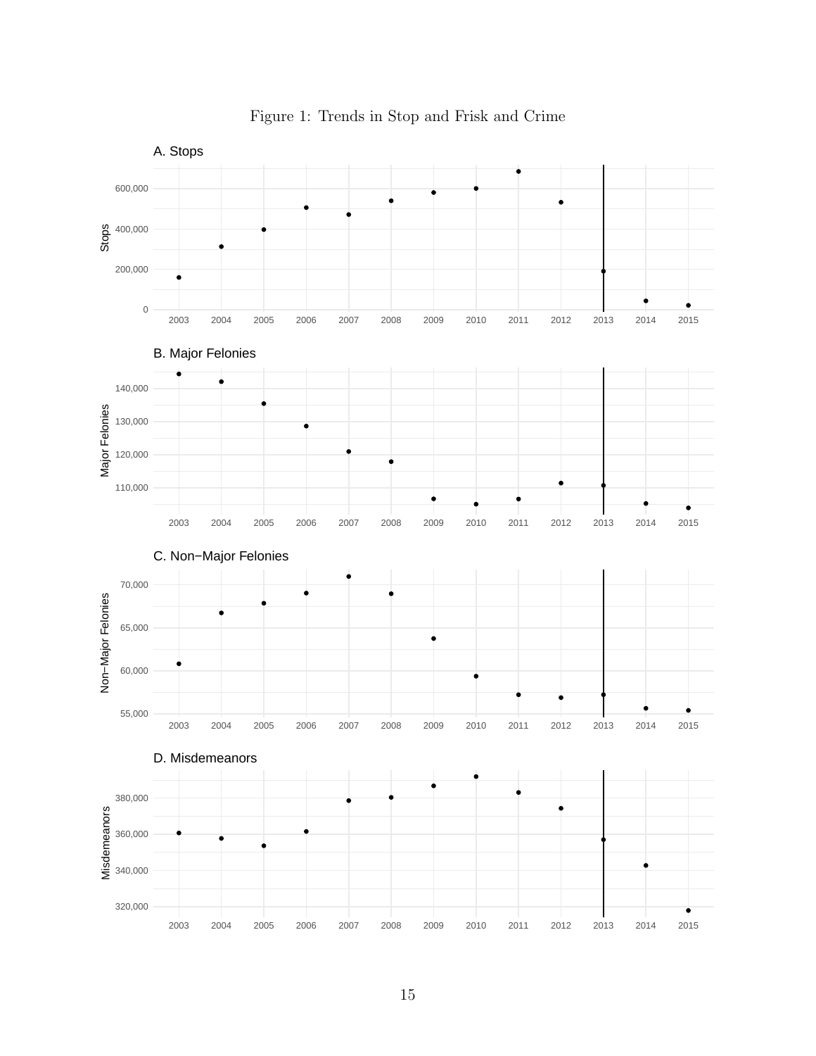Figure 1: Trends in Stop and Frisk and Crime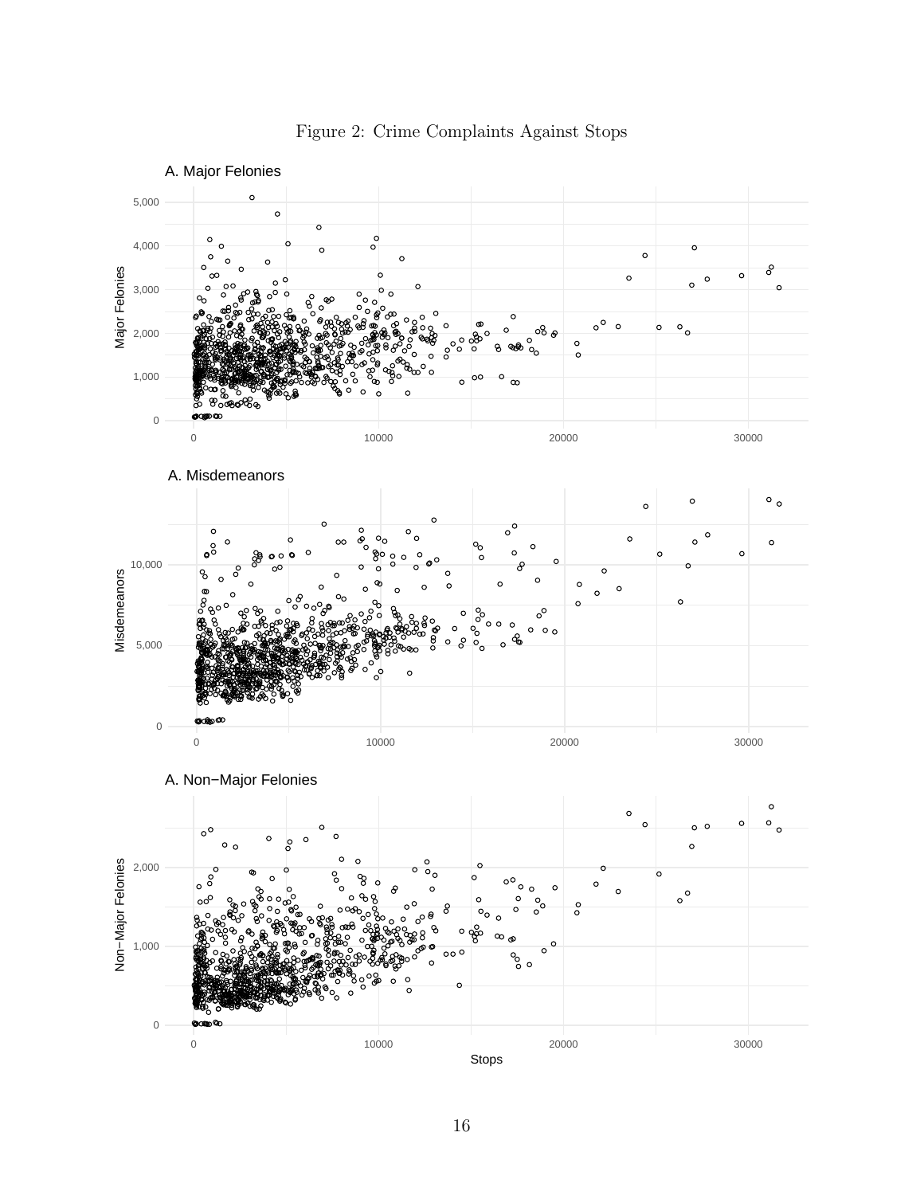Figure 2: Crime Complaints Against Stops

A. Major Felonies

A. Misdemeanors

A. Non−Major Felonies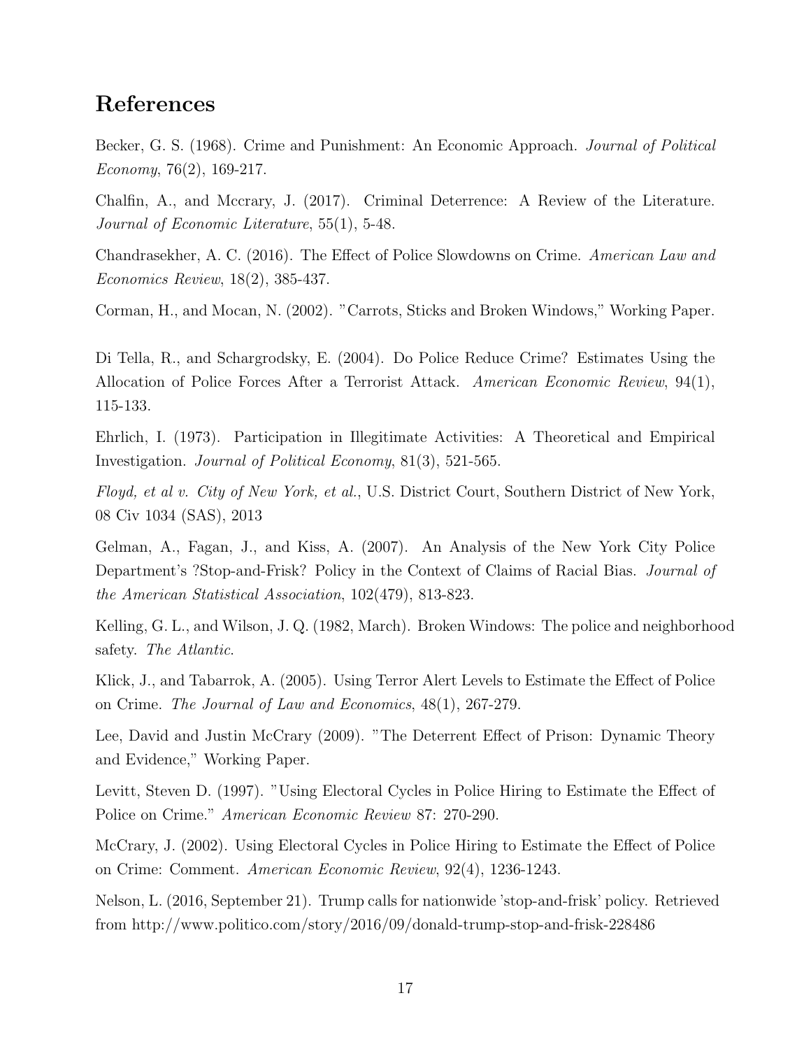## References

Becker, G. S. (1968). Crime and Punishment: An Economic Approach. *Journal of Political Economy*, 76(2), 169-217.

Chalfin, A., and Mccrary, J. (2017). Criminal Deterrence: A Review of the Literature. *Journal of Economic Literature*, 55(1), 5-48.

Chandrasekher, A. C. (2016). The Effect of Police Slowdowns on Crime. *American Law and Economics Review*, 18(2), 385-437.

Corman, H., and Mocan, N. (2002). "Carrots, Sticks and Broken Windows," Working Paper.

Di Tella, R., and Schargrodsky, E. (2004). Do Police Reduce Crime? Estimates Using the Allocation of Police Forces After a Terrorist Attack. *American Economic Review*, 94(1), 115-133.

Ehrlich, I. (1973). Participation in Illegitimate Activities: A Theoretical and Empirical Investigation. *Journal of Political Economy*, 81(3), 521-565.

*Floyd, et al v. City of New York, et al.*, U.S. District Court, Southern District of New York, 08 Civ 1034 (SAS), 2013

Gelman, A., Fagan, J., and Kiss, A. (2007). An Analysis of the New York City Police Department's ?Stop-and-Frisk? Policy in the Context of Claims of Racial Bias. *Journal of the American Statistical Association*, 102(479), 813-823.

Kelling, G. L., and Wilson, J. Q. (1982, March). Broken Windows: The police and neighborhood safety. *The Atlantic*.

Klick, J., and Tabarrok, A. (2005). Using Terror Alert Levels to Estimate the Effect of Police on Crime. *The Journal of Law and Economics*, 48(1), 267-279.

Lee, David and Justin McCrary (2009). "The Deterrent Effect of Prison: Dynamic Theory and Evidence," Working Paper.

Levitt, Steven D. (1997). "Using Electoral Cycles in Police Hiring to Estimate the Effect of Police on Crime." *American Economic Review* 87: 270-290.

McCrary, J. (2002). Using Electoral Cycles in Police Hiring to Estimate the Effect of Police on Crime: Comment. *American Economic Review*, 92(4), 1236-1243.

Nelson, L. (2016, September 21). Trump calls for nationwide 'stop-and-frisk' policy. Retrieved from http://www.politico.com/story/2016/09/donald-trump-stop-and-frisk-228486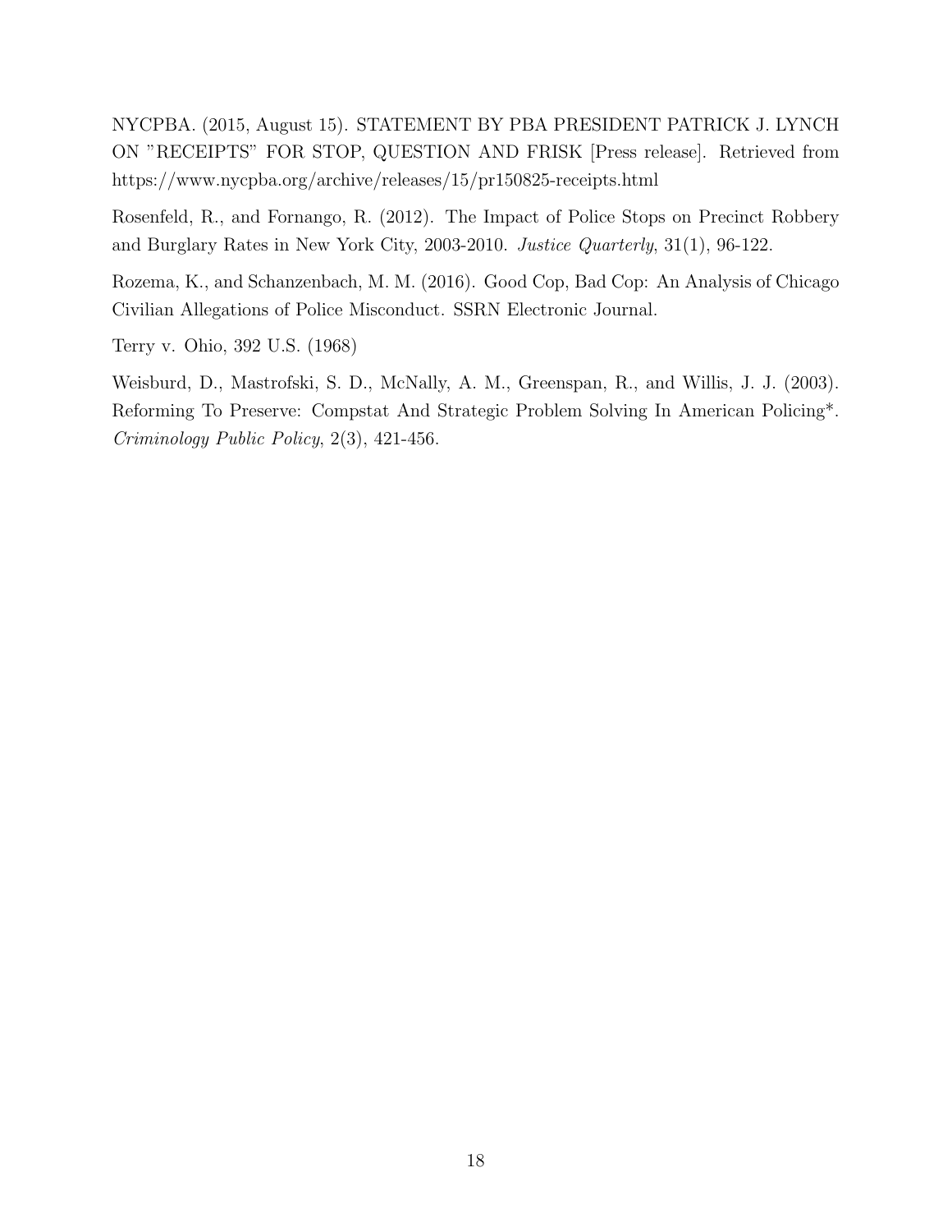NYCPBA. (2015, August 15). STATEMENT BY PBA PRESIDENT PATRICK J. LYNCH ON "RECEIPTS" FOR STOP, QUESTION AND FRISK [Press release]. Retrieved from https://www.nycpba.org/archive/releases/15/pr150825-receipts.html

Rosenfeld, R., and Fornango, R. (2012). The Impact of Police Stops on Precinct Robbery and Burglary Rates in New York City, 2003-2010. *Justice Quarterly*, 31(1), 96-122.

Rozema, K., and Schanzenbach, M. M. (2016). Good Cop, Bad Cop: An Analysis of Chicago Civilian Allegations of Police Misconduct. SSRN Electronic Journal.

Terry v. Ohio, 392 U.S. (1968)

Weisburd, D., Mastrofski, S. D., McNally, A. M., Greenspan, R., and Willis, J. J. (2003). Reforming To Preserve: Compstat And Strategic Problem Solving In American Policing*. *Criminology Public Policy*, 2(3), 421-456.